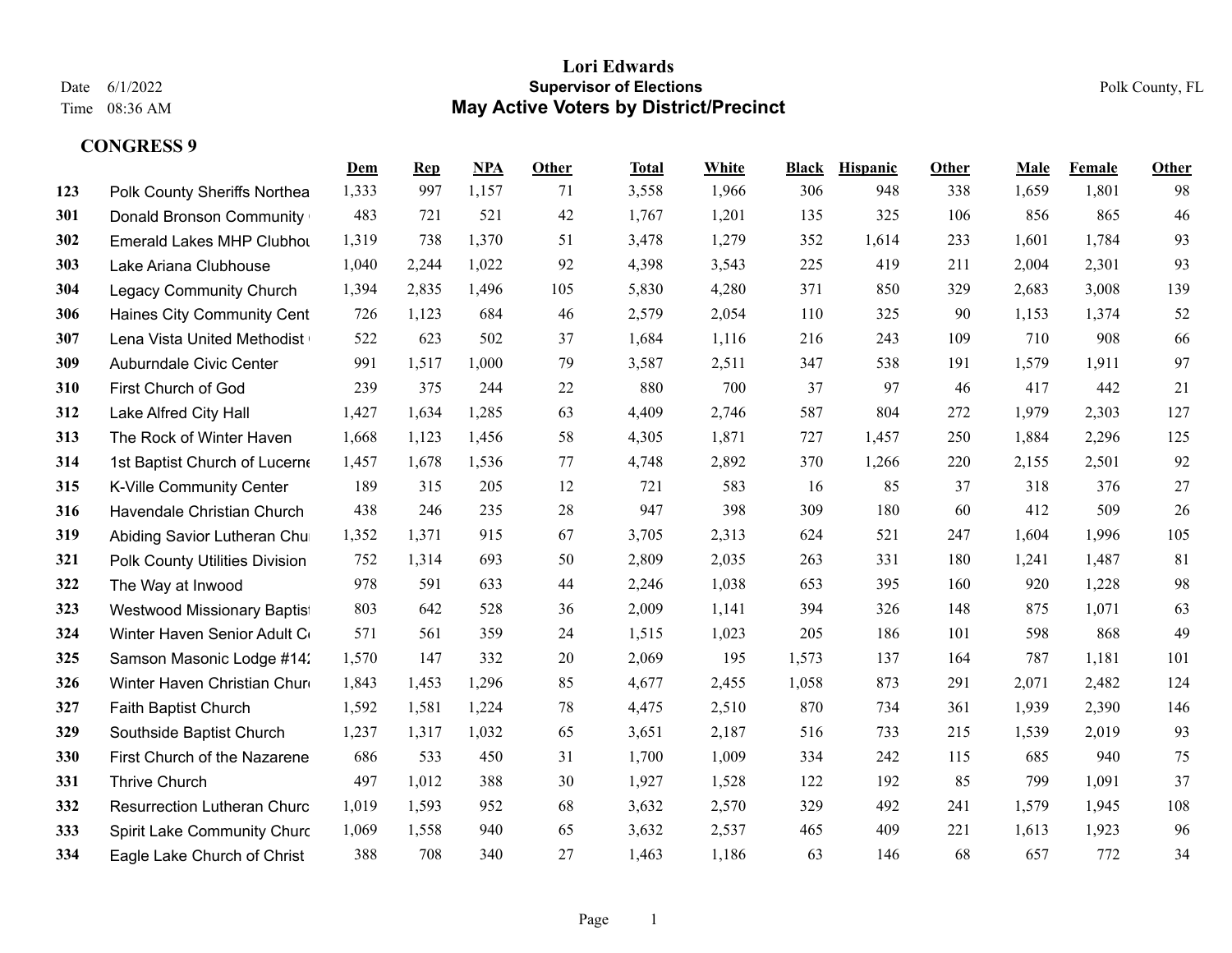# Lori Edwards

## Supervisor of Elections

## May Active Voters by District/Precinct

Date 6/1/2022
Time 08:36 AM

Polk County, FL

### CONGRESS 9

| | | Dem | Rep | NPA | Other | Total | White | Black | Hispanic | Other | Male | Female | Other |
|---|---|---|---|---|---|---|---|---|---|---|---|---|---|
| 123 | Polk County Sheriffs Northea | 1,333 | 997 | 1,157 | 71 | 3,558 | 1,966 | 306 | 948 | 338 | 1,659 | 1,801 | 98 |
| 301 | Donald Bronson Community | 483 | 721 | 521 | 42 | 1,767 | 1,201 | 135 | 325 | 106 | 856 | 865 | 46 |
| 302 | Emerald Lakes MHP Clubhou | 1,319 | 738 | 1,370 | 51 | 3,478 | 1,279 | 352 | 1,614 | 233 | 1,601 | 1,784 | 93 |
| 303 | Lake Ariana Clubhouse | 1,040 | 2,244 | 1,022 | 92 | 4,398 | 3,543 | 225 | 419 | 211 | 2,004 | 2,301 | 93 |
| 304 | Legacy Community Church | 1,394 | 2,835 | 1,496 | 105 | 5,830 | 4,280 | 371 | 850 | 329 | 2,683 | 3,008 | 139 |
| 306 | Haines City Community Cent | 726 | 1,123 | 684 | 46 | 2,579 | 2,054 | 110 | 325 | 90 | 1,153 | 1,374 | 52 |
| 307 | Lena Vista United Methodist | 522 | 623 | 502 | 37 | 1,684 | 1,116 | 216 | 243 | 109 | 710 | 908 | 66 |
| 309 | Auburndale Civic Center | 991 | 1,517 | 1,000 | 79 | 3,587 | 2,511 | 347 | 538 | 191 | 1,579 | 1,911 | 97 |
| 310 | First Church of God | 239 | 375 | 244 | 22 | 880 | 700 | 37 | 97 | 46 | 417 | 442 | 21 |
| 312 | Lake Alfred City Hall | 1,427 | 1,634 | 1,285 | 63 | 4,409 | 2,746 | 587 | 804 | 272 | 1,979 | 2,303 | 127 |
| 313 | The Rock of Winter Haven | 1,668 | 1,123 | 1,456 | 58 | 4,305 | 1,871 | 727 | 1,457 | 250 | 1,884 | 2,296 | 125 |
| 314 | 1st Baptist Church of Lucerne | 1,457 | 1,678 | 1,536 | 77 | 4,748 | 2,892 | 370 | 1,266 | 220 | 2,155 | 2,501 | 92 |
| 315 | K-Ville Community Center | 189 | 315 | 205 | 12 | 721 | 583 | 16 | 85 | 37 | 318 | 376 | 27 |
| 316 | Havendale Christian Church | 438 | 246 | 235 | 28 | 947 | 398 | 309 | 180 | 60 | 412 | 509 | 26 |
| 319 | Abiding Savior Lutheran Chu | 1,352 | 1,371 | 915 | 67 | 3,705 | 2,313 | 624 | 521 | 247 | 1,604 | 1,996 | 105 |
| 321 | Polk County Utilities Division | 752 | 1,314 | 693 | 50 | 2,809 | 2,035 | 263 | 331 | 180 | 1,241 | 1,487 | 81 |
| 322 | The Way at Inwood | 978 | 591 | 633 | 44 | 2,246 | 1,038 | 653 | 395 | 160 | 920 | 1,228 | 98 |
| 323 | Westwood Missionary Baptis | 803 | 642 | 528 | 36 | 2,009 | 1,141 | 394 | 326 | 148 | 875 | 1,071 | 63 |
| 324 | Winter Haven Senior Adult C | 571 | 561 | 359 | 24 | 1,515 | 1,023 | 205 | 186 | 101 | 598 | 868 | 49 |
| 325 | Samson Masonic Lodge #14 | 1,570 | 147 | 332 | 20 | 2,069 | 195 | 1,573 | 137 | 164 | 787 | 1,181 | 101 |
| 326 | Winter Haven Christian Chur | 1,843 | 1,453 | 1,296 | 85 | 4,677 | 2,455 | 1,058 | 873 | 291 | 2,071 | 2,482 | 124 |
| 327 | Faith Baptist Church | 1,592 | 1,581 | 1,224 | 78 | 4,475 | 2,510 | 870 | 734 | 361 | 1,939 | 2,390 | 146 |
| 329 | Southside Baptist Church | 1,237 | 1,317 | 1,032 | 65 | 3,651 | 2,187 | 516 | 733 | 215 | 1,539 | 2,019 | 93 |
| 330 | First Church of the Nazarene | 686 | 533 | 450 | 31 | 1,700 | 1,009 | 334 | 242 | 115 | 685 | 940 | 75 |
| 331 | Thrive Church | 497 | 1,012 | 388 | 30 | 1,927 | 1,528 | 122 | 192 | 85 | 799 | 1,091 | 37 |
| 332 | Resurrection Lutheran Churc | 1,019 | 1,593 | 952 | 68 | 3,632 | 2,570 | 329 | 492 | 241 | 1,579 | 1,945 | 108 |
| 333 | Spirit Lake Community Churc | 1,069 | 1,558 | 940 | 65 | 3,632 | 2,537 | 465 | 409 | 221 | 1,613 | 1,923 | 96 |
| 334 | Eagle Lake Church of Christ | 388 | 708 | 340 | 27 | 1,463 | 1,186 | 63 | 146 | 68 | 657 | 772 | 34 |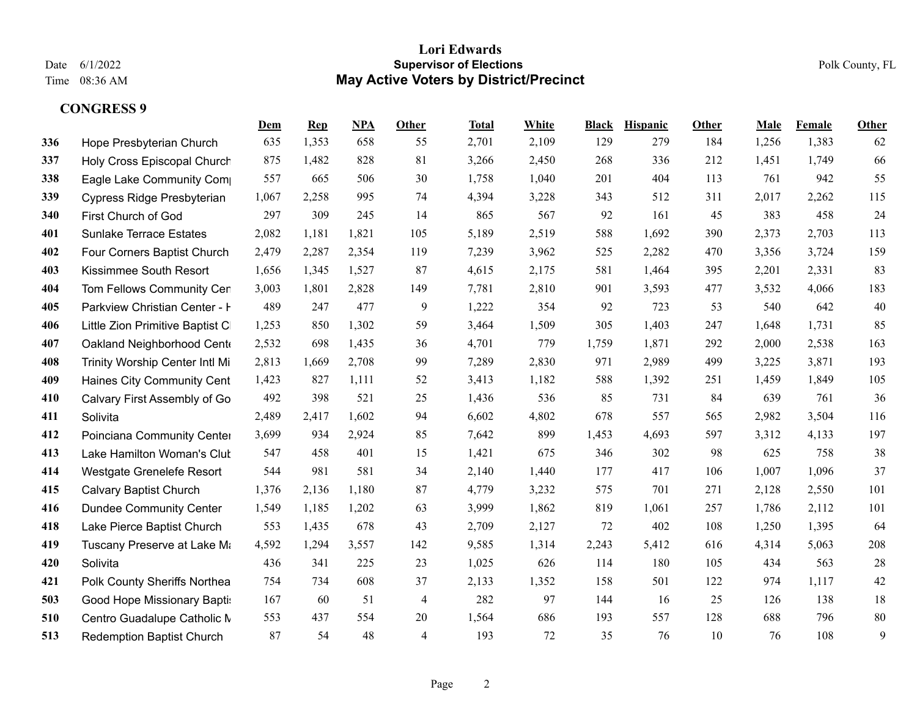# Lori Edwards

## Supervisor of Elections

## May Active Voters by District/Precinct

Date 6/1/2022
Time 08:36 AM

Polk County, FL

### CONGRESS 9

| | | Dem | Rep | NPA | Other | Total | White | Black | Hispanic | Other | Male | Female | Other |
|---|---|---|---|---|---|---|---|---|---|---|---|---|---|
| 336 | Hope Presbyterian Church | 635 | 1,353 | 658 | 55 | 2,701 | 2,109 | 129 | 279 | 184 | 1,256 | 1,383 | 62 |
| 337 | Holy Cross Episcopal Church | 875 | 1,482 | 828 | 81 | 3,266 | 2,450 | 268 | 336 | 212 | 1,451 | 1,749 | 66 |
| 338 | Eagle Lake Community Comp | 557 | 665 | 506 | 30 | 1,758 | 1,040 | 201 | 404 | 113 | 761 | 942 | 55 |
| 339 | Cypress Ridge Presbyterian | 1,067 | 2,258 | 995 | 74 | 4,394 | 3,228 | 343 | 512 | 311 | 2,017 | 2,262 | 115 |
| 340 | First Church of God | 297 | 309 | 245 | 14 | 865 | 567 | 92 | 161 | 45 | 383 | 458 | 24 |
| 401 | Sunlake Terrace Estates | 2,082 | 1,181 | 1,821 | 105 | 5,189 | 2,519 | 588 | 1,692 | 390 | 2,373 | 2,703 | 113 |
| 402 | Four Corners Baptist Church | 2,479 | 2,287 | 2,354 | 119 | 7,239 | 3,962 | 525 | 2,282 | 470 | 3,356 | 3,724 | 159 |
| 403 | Kissimmee South Resort | 1,656 | 1,345 | 1,527 | 87 | 4,615 | 2,175 | 581 | 1,464 | 395 | 2,201 | 2,331 | 83 |
| 404 | Tom Fellows Community Cen | 3,003 | 1,801 | 2,828 | 149 | 7,781 | 2,810 | 901 | 3,593 | 477 | 3,532 | 4,066 | 183 |
| 405 | Parkview Christian Center - H | 489 | 247 | 477 | 9 | 1,222 | 354 | 92 | 723 | 53 | 540 | 642 | 40 |
| 406 | Little Zion Primitive Baptist Cl | 1,253 | 850 | 1,302 | 59 | 3,464 | 1,509 | 305 | 1,403 | 247 | 1,648 | 1,731 | 85 |
| 407 | Oakland Neighborhood Cente | 2,532 | 698 | 1,435 | 36 | 4,701 | 779 | 1,759 | 1,871 | 292 | 2,000 | 2,538 | 163 |
| 408 | Trinity Worship Center Intl Mi | 2,813 | 1,669 | 2,708 | 99 | 7,289 | 2,830 | 971 | 2,989 | 499 | 3,225 | 3,871 | 193 |
| 409 | Haines City Community Cent | 1,423 | 827 | 1,111 | 52 | 3,413 | 1,182 | 588 | 1,392 | 251 | 1,459 | 1,849 | 105 |
| 410 | Calvary First Assembly of Go | 492 | 398 | 521 | 25 | 1,436 | 536 | 85 | 731 | 84 | 639 | 761 | 36 |
| 411 | Solivita | 2,489 | 2,417 | 1,602 | 94 | 6,602 | 4,802 | 678 | 557 | 565 | 2,982 | 3,504 | 116 |
| 412 | Poinciana Community Center | 3,699 | 934 | 2,924 | 85 | 7,642 | 899 | 1,453 | 4,693 | 597 | 3,312 | 4,133 | 197 |
| 413 | Lake Hamilton Woman's Club | 547 | 458 | 401 | 15 | 1,421 | 675 | 346 | 302 | 98 | 625 | 758 | 38 |
| 414 | Westgate Grenelefe Resort | 544 | 981 | 581 | 34 | 2,140 | 1,440 | 177 | 417 | 106 | 1,007 | 1,096 | 37 |
| 415 | Calvary Baptist Church | 1,376 | 2,136 | 1,180 | 87 | 4,779 | 3,232 | 575 | 701 | 271 | 2,128 | 2,550 | 101 |
| 416 | Dundee Community Center | 1,549 | 1,185 | 1,202 | 63 | 3,999 | 1,862 | 819 | 1,061 | 257 | 1,786 | 2,112 | 101 |
| 418 | Lake Pierce Baptist Church | 553 | 1,435 | 678 | 43 | 2,709 | 2,127 | 72 | 402 | 108 | 1,250 | 1,395 | 64 |
| 419 | Tuscany Preserve at Lake Ma | 4,592 | 1,294 | 3,557 | 142 | 9,585 | 1,314 | 2,243 | 5,412 | 616 | 4,314 | 5,063 | 208 |
| 420 | Solivita | 436 | 341 | 225 | 23 | 1,025 | 626 | 114 | 180 | 105 | 434 | 563 | 28 |
| 421 | Polk County Sheriffs Northea | 754 | 734 | 608 | 37 | 2,133 | 1,352 | 158 | 501 | 122 | 974 | 1,117 | 42 |
| 503 | Good Hope Missionary Baptis | 167 | 60 | 51 | 4 | 282 | 97 | 144 | 16 | 25 | 126 | 138 | 18 |
| 510 | Centro Guadalupe Catholic M | 553 | 437 | 554 | 20 | 1,564 | 686 | 193 | 557 | 128 | 688 | 796 | 80 |
| 513 | Redemption Baptist Church | 87 | 54 | 48 | 4 | 193 | 72 | 35 | 76 | 10 | 76 | 108 | 9 |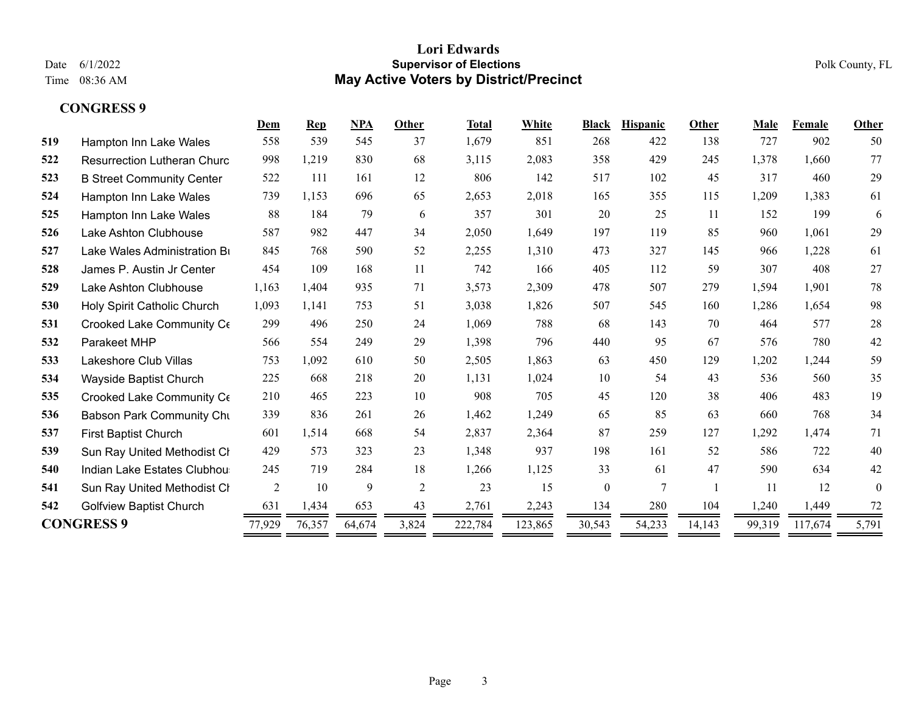# Lori Edwards
## Supervisor of Elections
## May Active Voters by District/Precinct

Date 6/1/2022
Time 08:36 AM

Polk County, FL

### CONGRESS 9

| | | Dem | Rep | NPA | Other | Total | White | Black | Hispanic | Other | Male | Female | Other |
|---|---|---|---|---|---|---|---|---|---|---|---|---|---|
| 519 | Hampton Inn Lake Wales | 558 | 539 | 545 | 37 | 1,679 | 851 | 268 | 422 | 138 | 727 | 902 | 50 |
| 522 | Resurrection Lutheran Churc | 998 | 1,219 | 830 | 68 | 3,115 | 2,083 | 358 | 429 | 245 | 1,378 | 1,660 | 77 |
| 523 | B Street Community Center | 522 | 111 | 161 | 12 | 806 | 142 | 517 | 102 | 45 | 317 | 460 | 29 |
| 524 | Hampton Inn Lake Wales | 739 | 1,153 | 696 | 65 | 2,653 | 2,018 | 165 | 355 | 115 | 1,209 | 1,383 | 61 |
| 525 | Hampton Inn Lake Wales | 88 | 184 | 79 | 6 | 357 | 301 | 20 | 25 | 11 | 152 | 199 | 6 |
| 526 | Lake Ashton Clubhouse | 587 | 982 | 447 | 34 | 2,050 | 1,649 | 197 | 119 | 85 | 960 | 1,061 | 29 |
| 527 | Lake Wales Administration Bu | 845 | 768 | 590 | 52 | 2,255 | 1,310 | 473 | 327 | 145 | 966 | 1,228 | 61 |
| 528 | James P. Austin Jr Center | 454 | 109 | 168 | 11 | 742 | 166 | 405 | 112 | 59 | 307 | 408 | 27 |
| 529 | Lake Ashton Clubhouse | 1,163 | 1,404 | 935 | 71 | 3,573 | 2,309 | 478 | 507 | 279 | 1,594 | 1,901 | 78 |
| 530 | Holy Spirit Catholic Church | 1,093 | 1,141 | 753 | 51 | 3,038 | 1,826 | 507 | 545 | 160 | 1,286 | 1,654 | 98 |
| 531 | Crooked Lake Community Ce | 299 | 496 | 250 | 24 | 1,069 | 788 | 68 | 143 | 70 | 464 | 577 | 28 |
| 532 | Parakeet MHP | 566 | 554 | 249 | 29 | 1,398 | 796 | 440 | 95 | 67 | 576 | 780 | 42 |
| 533 | Lakeshore Club Villas | 753 | 1,092 | 610 | 50 | 2,505 | 1,863 | 63 | 450 | 129 | 1,202 | 1,244 | 59 |
| 534 | Wayside Baptist Church | 225 | 668 | 218 | 20 | 1,131 | 1,024 | 10 | 54 | 43 | 536 | 560 | 35 |
| 535 | Crooked Lake Community Ce | 210 | 465 | 223 | 10 | 908 | 705 | 45 | 120 | 38 | 406 | 483 | 19 |
| 536 | Babson Park Community Chu | 339 | 836 | 261 | 26 | 1,462 | 1,249 | 65 | 85 | 63 | 660 | 768 | 34 |
| 537 | First Baptist Church | 601 | 1,514 | 668 | 54 | 2,837 | 2,364 | 87 | 259 | 127 | 1,292 | 1,474 | 71 |
| 539 | Sun Ray United Methodist Ch | 429 | 573 | 323 | 23 | 1,348 | 937 | 198 | 161 | 52 | 586 | 722 | 40 |
| 540 | Indian Lake Estates Clubhou | 245 | 719 | 284 | 18 | 1,266 | 1,125 | 33 | 61 | 47 | 590 | 634 | 42 |
| 541 | Sun Ray United Methodist Ch | 2 | 10 | 9 | 2 | 23 | 15 | 0 | 7 | 1 | 11 | 12 | 0 |
| 542 | Golfview Baptist Church | 631 | 1,434 | 653 | 43 | 2,761 | 2,243 | 134 | 280 | 104 | 1,240 | 1,449 | 72 |
| **CONGRESS 9** | | 77,929 | 76,357 | 64,674 | 3,824 | 222,784 | 123,865 | 30,543 | 54,233 | 14,143 | 99,319 | 117,674 | 5,791 |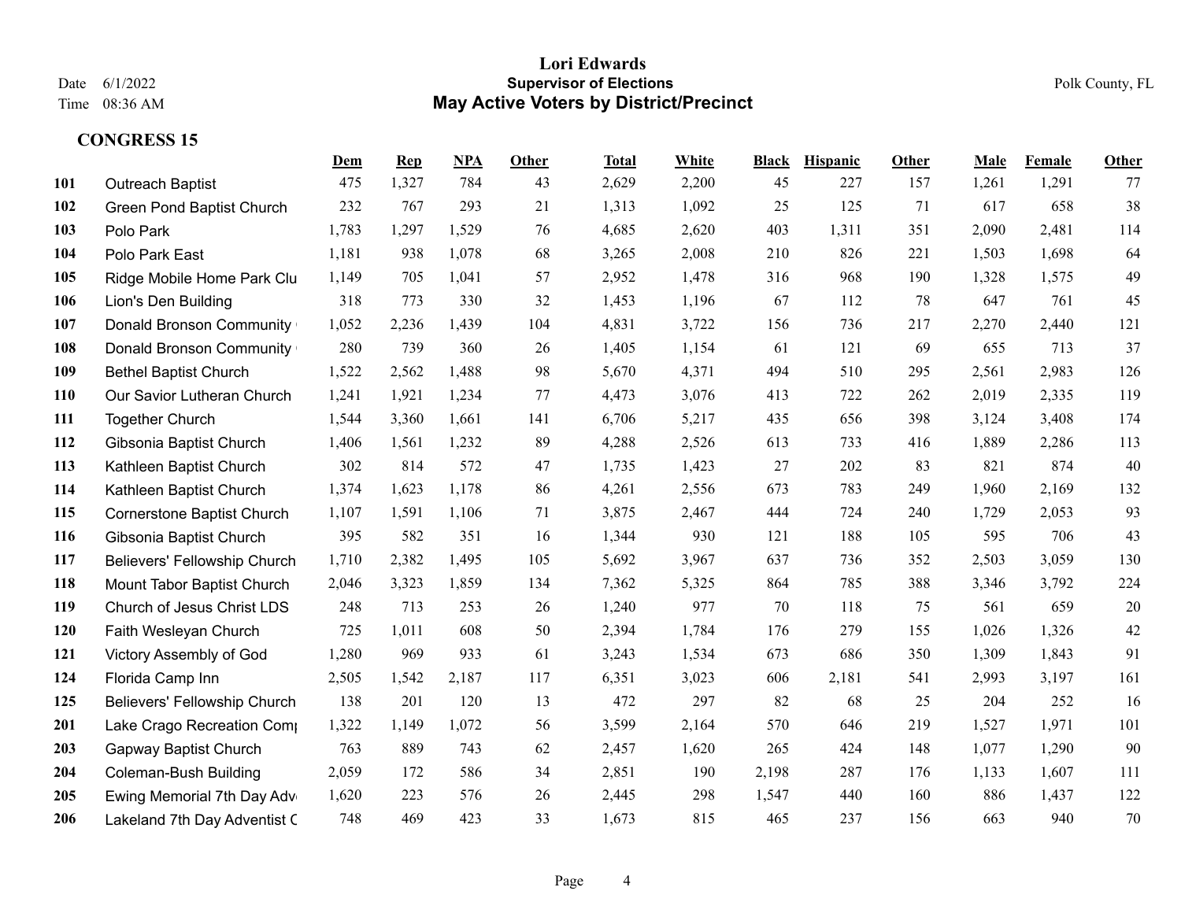# Lori Edwards

**Supervisor of Elections**

**May Active Voters by District/Precinct**

Date 6/1/2022
Time 08:36 AM

Polk County, FL

## CONGRESS 15

| | | Dem | Rep | NPA | Other | Total | White | Black | Hispanic | Other | Male | Female | Other |
|---|---|---|---|---|---|---|---|---|---|---|---|---|---|
| **101** | Outreach Baptist | 475 | 1,327 | 784 | 43 | 2,629 | 2,200 | 45 | 227 | 157 | 1,261 | 1,291 | 77 |
| **102** | Green Pond Baptist Church | 232 | 767 | 293 | 21 | 1,313 | 1,092 | 25 | 125 | 71 | 617 | 658 | 38 |
| **103** | Polo Park | 1,783 | 1,297 | 1,529 | 76 | 4,685 | 2,620 | 403 | 1,311 | 351 | 2,090 | 2,481 | 114 |
| **104** | Polo Park East | 1,181 | 938 | 1,078 | 68 | 3,265 | 2,008 | 210 | 826 | 221 | 1,503 | 1,698 | 64 |
| **105** | Ridge Mobile Home Park Clu | 1,149 | 705 | 1,041 | 57 | 2,952 | 1,478 | 316 | 968 | 190 | 1,328 | 1,575 | 49 |
| **106** | Lion's Den Building | 318 | 773 | 330 | 32 | 1,453 | 1,196 | 67 | 112 | 78 | 647 | 761 | 45 |
| **107** | Donald Bronson Community | 1,052 | 2,236 | 1,439 | 104 | 4,831 | 3,722 | 156 | 736 | 217 | 2,270 | 2,440 | 121 |
| **108** | Donald Bronson Community | 280 | 739 | 360 | 26 | 1,405 | 1,154 | 61 | 121 | 69 | 655 | 713 | 37 |
| **109** | Bethel Baptist Church | 1,522 | 2,562 | 1,488 | 98 | 5,670 | 4,371 | 494 | 510 | 295 | 2,561 | 2,983 | 126 |
| **110** | Our Savior Lutheran Church | 1,241 | 1,921 | 1,234 | 77 | 4,473 | 3,076 | 413 | 722 | 262 | 2,019 | 2,335 | 119 |
| **111** | Together Church | 1,544 | 3,360 | 1,661 | 141 | 6,706 | 5,217 | 435 | 656 | 398 | 3,124 | 3,408 | 174 |
| **112** | Gibsonia Baptist Church | 1,406 | 1,561 | 1,232 | 89 | 4,288 | 2,526 | 613 | 733 | 416 | 1,889 | 2,286 | 113 |
| **113** | Kathleen Baptist Church | 302 | 814 | 572 | 47 | 1,735 | 1,423 | 27 | 202 | 83 | 821 | 874 | 40 |
| **114** | Kathleen Baptist Church | 1,374 | 1,623 | 1,178 | 86 | 4,261 | 2,556 | 673 | 783 | 249 | 1,960 | 2,169 | 132 |
| **115** | Cornerstone Baptist Church | 1,107 | 1,591 | 1,106 | 71 | 3,875 | 2,467 | 444 | 724 | 240 | 1,729 | 2,053 | 93 |
| **116** | Gibsonia Baptist Church | 395 | 582 | 351 | 16 | 1,344 | 930 | 121 | 188 | 105 | 595 | 706 | 43 |
| **117** | Believers' Fellowship Church | 1,710 | 2,382 | 1,495 | 105 | 5,692 | 3,967 | 637 | 736 | 352 | 2,503 | 3,059 | 130 |
| **118** | Mount Tabor Baptist Church | 2,046 | 3,323 | 1,859 | 134 | 7,362 | 5,325 | 864 | 785 | 388 | 3,346 | 3,792 | 224 |
| **119** | Church of Jesus Christ LDS | 248 | 713 | 253 | 26 | 1,240 | 977 | 70 | 118 | 75 | 561 | 659 | 20 |
| **120** | Faith Wesleyan Church | 725 | 1,011 | 608 | 50 | 2,394 | 1,784 | 176 | 279 | 155 | 1,026 | 1,326 | 42 |
| **121** | Victory Assembly of God | 1,280 | 969 | 933 | 61 | 3,243 | 1,534 | 673 | 686 | 350 | 1,309 | 1,843 | 91 |
| **124** | Florida Camp Inn | 2,505 | 1,542 | 2,187 | 117 | 6,351 | 3,023 | 606 | 2,181 | 541 | 2,993 | 3,197 | 161 |
| **125** | Believers' Fellowship Church | 138 | 201 | 120 | 13 | 472 | 297 | 82 | 68 | 25 | 204 | 252 | 16 |
| **201** | Lake Crago Recreation Comp | 1,322 | 1,149 | 1,072 | 56 | 3,599 | 2,164 | 570 | 646 | 219 | 1,527 | 1,971 | 101 |
| **203** | Gapway Baptist Church | 763 | 889 | 743 | 62 | 2,457 | 1,620 | 265 | 424 | 148 | 1,077 | 1,290 | 90 |
| **204** | Coleman-Bush Building | 2,059 | 172 | 586 | 34 | 2,851 | 190 | 2,198 | 287 | 176 | 1,133 | 1,607 | 111 |
| **205** | Ewing Memorial 7th Day Adv | 1,620 | 223 | 576 | 26 | 2,445 | 298 | 1,547 | 440 | 160 | 886 | 1,437 | 122 |
| **206** | Lakeland 7th Day Adventist C | 748 | 469 | 423 | 33 | 1,673 | 815 | 465 | 237 | 156 | 663 | 940 | 70 |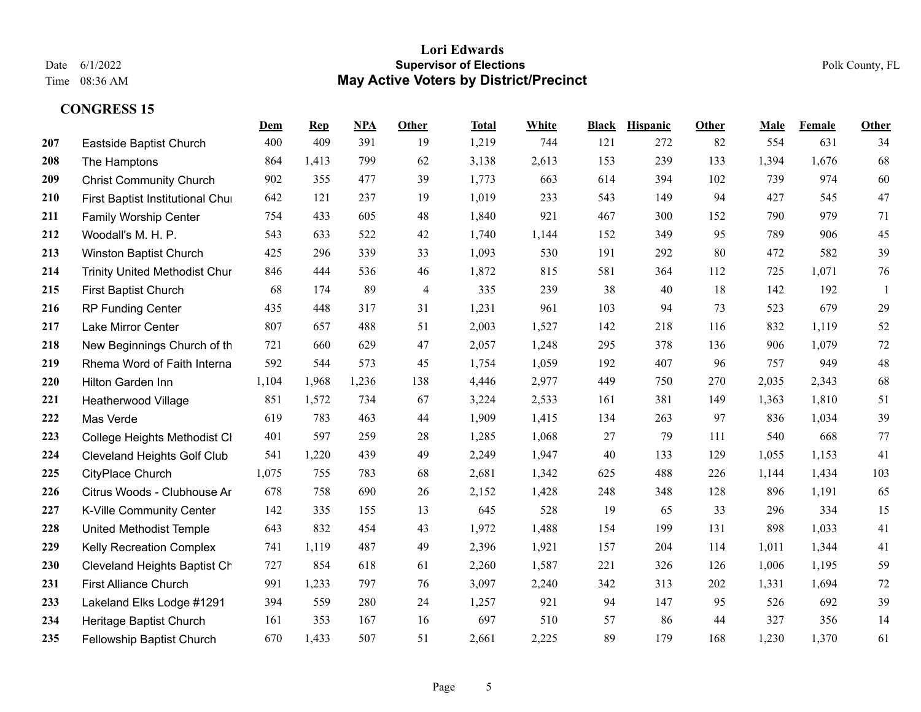# Lori Edwards

**Supervisor of Elections**

**May Active Voters by District/Precinct**

Date 6/1/2022
Time 08:36 AM

Polk County, FL

## CONGRESS 15

| | | Dem | Rep | NPA | Other | Total | White | Black | Hispanic | Other | Male | Female | Other |
|---|---|---|---|---|---|---|---|---|---|---|---|---|---|
| **207** | Eastside Baptist Church | 400 | 409 | 391 | 19 | 1,219 | 744 | 121 | 272 | 82 | 554 | 631 | 34 |
| **208** | The Hamptons | 864 | 1,413 | 799 | 62 | 3,138 | 2,613 | 153 | 239 | 133 | 1,394 | 1,676 | 68 |
| **209** | Christ Community Church | 902 | 355 | 477 | 39 | 1,773 | 663 | 614 | 394 | 102 | 739 | 974 | 60 |
| **210** | First Baptist Institutional Chur | 642 | 121 | 237 | 19 | 1,019 | 233 | 543 | 149 | 94 | 427 | 545 | 47 |
| **211** | Family Worship Center | 754 | 433 | 605 | 48 | 1,840 | 921 | 467 | 300 | 152 | 790 | 979 | 71 |
| **212** | Woodall's M. H. P. | 543 | 633 | 522 | 42 | 1,740 | 1,144 | 152 | 349 | 95 | 789 | 906 | 45 |
| **213** | Winston Baptist Church | 425 | 296 | 339 | 33 | 1,093 | 530 | 191 | 292 | 80 | 472 | 582 | 39 |
| **214** | Trinity United Methodist Chur | 846 | 444 | 536 | 46 | 1,872 | 815 | 581 | 364 | 112 | 725 | 1,071 | 76 |
| **215** | First Baptist Church | 68 | 174 | 89 | 4 | 335 | 239 | 38 | 40 | 18 | 142 | 192 | 1 |
| **216** | RP Funding Center | 435 | 448 | 317 | 31 | 1,231 | 961 | 103 | 94 | 73 | 523 | 679 | 29 |
| **217** | Lake Mirror Center | 807 | 657 | 488 | 51 | 2,003 | 1,527 | 142 | 218 | 116 | 832 | 1,119 | 52 |
| **218** | New Beginnings Church of th | 721 | 660 | 629 | 47 | 2,057 | 1,248 | 295 | 378 | 136 | 906 | 1,079 | 72 |
| **219** | Rhema Word of Faith Interna | 592 | 544 | 573 | 45 | 1,754 | 1,059 | 192 | 407 | 96 | 757 | 949 | 48 |
| **220** | Hilton Garden Inn | 1,104 | 1,968 | 1,236 | 138 | 4,446 | 2,977 | 449 | 750 | 270 | 2,035 | 2,343 | 68 |
| **221** | Heatherwood Village | 851 | 1,572 | 734 | 67 | 3,224 | 2,533 | 161 | 381 | 149 | 1,363 | 1,810 | 51 |
| **222** | Mas Verde | 619 | 783 | 463 | 44 | 1,909 | 1,415 | 134 | 263 | 97 | 836 | 1,034 | 39 |
| **223** | College Heights Methodist Cl | 401 | 597 | 259 | 28 | 1,285 | 1,068 | 27 | 79 | 111 | 540 | 668 | 77 |
| **224** | Cleveland Heights Golf Club | 541 | 1,220 | 439 | 49 | 2,249 | 1,947 | 40 | 133 | 129 | 1,055 | 1,153 | 41 |
| **225** | CityPlace Church | 1,075 | 755 | 783 | 68 | 2,681 | 1,342 | 625 | 488 | 226 | 1,144 | 1,434 | 103 |
| **226** | Citrus Woods - Clubhouse Ar | 678 | 758 | 690 | 26 | 2,152 | 1,428 | 248 | 348 | 128 | 896 | 1,191 | 65 |
| **227** | K-Ville Community Center | 142 | 335 | 155 | 13 | 645 | 528 | 19 | 65 | 33 | 296 | 334 | 15 |
| **228** | United Methodist Temple | 643 | 832 | 454 | 43 | 1,972 | 1,488 | 154 | 199 | 131 | 898 | 1,033 | 41 |
| **229** | Kelly Recreation Complex | 741 | 1,119 | 487 | 49 | 2,396 | 1,921 | 157 | 204 | 114 | 1,011 | 1,344 | 41 |
| **230** | Cleveland Heights Baptist Ch | 727 | 854 | 618 | 61 | 2,260 | 1,587 | 221 | 326 | 126 | 1,006 | 1,195 | 59 |
| **231** | First Alliance Church | 991 | 1,233 | 797 | 76 | 3,097 | 2,240 | 342 | 313 | 202 | 1,331 | 1,694 | 72 |
| **233** | Lakeland Elks Lodge #1291 | 394 | 559 | 280 | 24 | 1,257 | 921 | 94 | 147 | 95 | 526 | 692 | 39 |
| **234** | Heritage Baptist Church | 161 | 353 | 167 | 16 | 697 | 510 | 57 | 86 | 44 | 327 | 356 | 14 |
| **235** | Fellowship Baptist Church | 670 | 1,433 | 507 | 51 | 2,661 | 2,225 | 89 | 179 | 168 | 1,230 | 1,370 | 61 |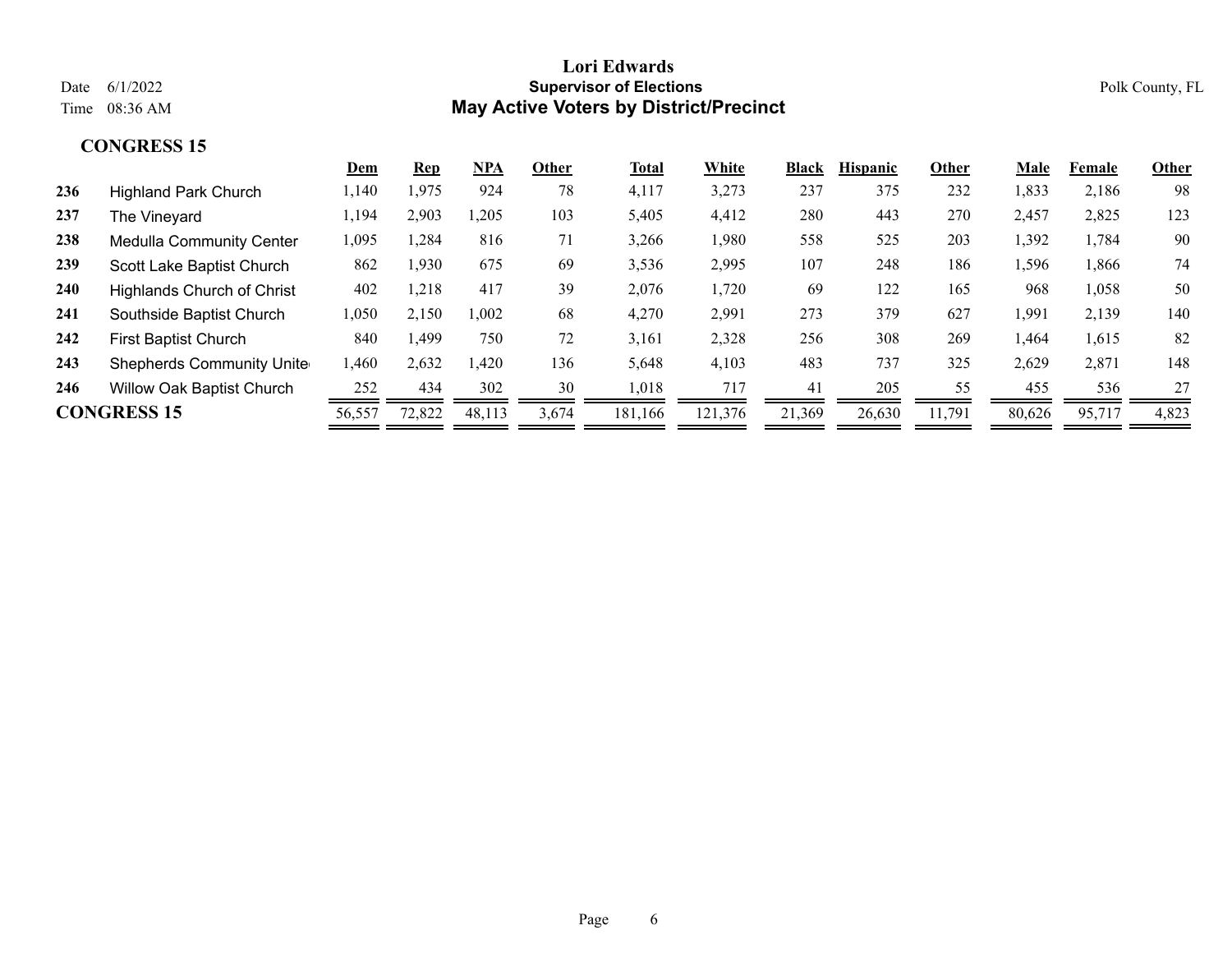**Lori Edwards**
**Supervisor of Elections**
**May Active Voters by District/Precinct**

Date 6/1/2022
Time 08:36 AM

Polk County, FL

## CONGRESS 15

| | | Dem | Rep | NPA | Other | Total | White | Black | Hispanic | Other | Male | Female | Other |
|---|---|---|---|---|---|---|---|---|---|---|---|---|---|
| 236 | Highland Park Church | 1,140 | 1,975 | 924 | 78 | 4,117 | 3,273 | 237 | 375 | 232 | 1,833 | 2,186 | 98 |
| 237 | The Vineyard | 1,194 | 2,903 | 1,205 | 103 | 5,405 | 4,412 | 280 | 443 | 270 | 2,457 | 2,825 | 123 |
| 238 | Medulla Community Center | 1,095 | 1,284 | 816 | 71 | 3,266 | 1,980 | 558 | 525 | 203 | 1,392 | 1,784 | 90 |
| 239 | Scott Lake Baptist Church | 862 | 1,930 | 675 | 69 | 3,536 | 2,995 | 107 | 248 | 186 | 1,596 | 1,866 | 74 |
| 240 | Highlands Church of Christ | 402 | 1,218 | 417 | 39 | 2,076 | 1,720 | 69 | 122 | 165 | 968 | 1,058 | 50 |
| 241 | Southside Baptist Church | 1,050 | 2,150 | 1,002 | 68 | 4,270 | 2,991 | 273 | 379 | 627 | 1,991 | 2,139 | 140 |
| 242 | First Baptist Church | 840 | 1,499 | 750 | 72 | 3,161 | 2,328 | 256 | 308 | 269 | 1,464 | 1,615 | 82 |
| 243 | Shepherds Community Unite | 1,460 | 2,632 | 1,420 | 136 | 5,648 | 4,103 | 483 | 737 | 325 | 2,629 | 2,871 | 148 |
| 246 | Willow Oak Baptist Church | 252 | 434 | 302 | 30 | 1,018 | 717 | 41 | 205 | 55 | 455 | 536 | 27 |
| **CONGRESS 15** | | 56,557 | 72,822 | 48,113 | 3,674 | 181,166 | 121,376 | 21,369 | 26,630 | 11,791 | 80,626 | 95,717 | 4,823 |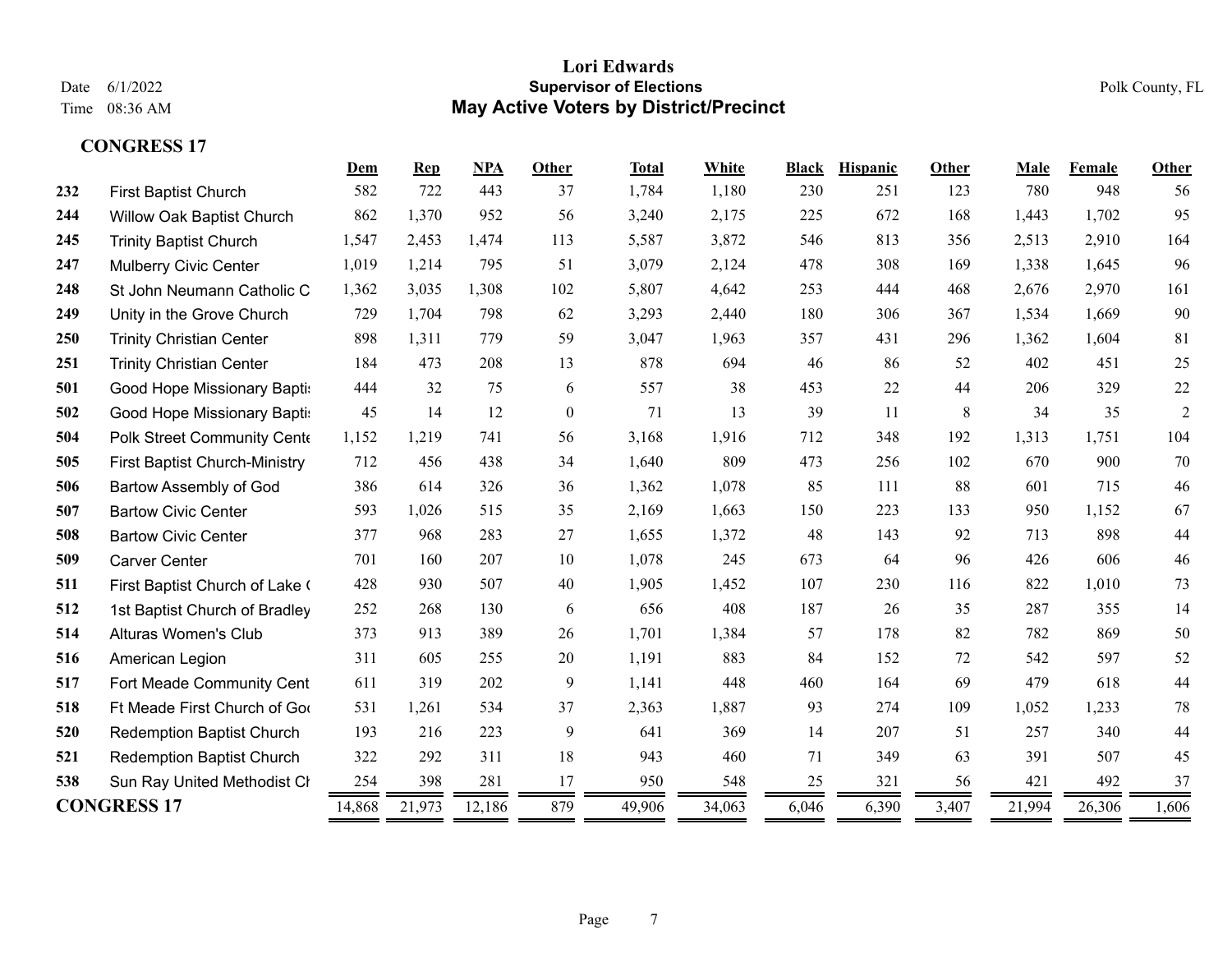# Lori Edwards

## Supervisor of Elections

## May Active Voters by District/Precinct

Date 6/1/2022
Time 08:36 AM

Polk County, FL

### CONGRESS 17

| | | Dem | Rep | NPA | Other | Total | White | Black | Hispanic | Other | Male | Female | Other |
|---|---|---|---|---|---|---|---|---|---|---|---|---|---|
| 232 | First Baptist Church | 582 | 722 | 443 | 37 | 1,784 | 1,180 | 230 | 251 | 123 | 780 | 948 | 56 |
| 244 | Willow Oak Baptist Church | 862 | 1,370 | 952 | 56 | 3,240 | 2,175 | 225 | 672 | 168 | 1,443 | 1,702 | 95 |
| 245 | Trinity Baptist Church | 1,547 | 2,453 | 1,474 | 113 | 5,587 | 3,872 | 546 | 813 | 356 | 2,513 | 2,910 | 164 |
| 247 | Mulberry Civic Center | 1,019 | 1,214 | 795 | 51 | 3,079 | 2,124 | 478 | 308 | 169 | 1,338 | 1,645 | 96 |
| 248 | St John Neumann Catholic C | 1,362 | 3,035 | 1,308 | 102 | 5,807 | 4,642 | 253 | 444 | 468 | 2,676 | 2,970 | 161 |
| 249 | Unity in the Grove Church | 729 | 1,704 | 798 | 62 | 3,293 | 2,440 | 180 | 306 | 367 | 1,534 | 1,669 | 90 |
| 250 | Trinity Christian Center | 898 | 1,311 | 779 | 59 | 3,047 | 1,963 | 357 | 431 | 296 | 1,362 | 1,604 | 81 |
| 251 | Trinity Christian Center | 184 | 473 | 208 | 13 | 878 | 694 | 46 | 86 | 52 | 402 | 451 | 25 |
| 501 | Good Hope Missionary Baptis | 444 | 32 | 75 | 6 | 557 | 38 | 453 | 22 | 44 | 206 | 329 | 22 |
| 502 | Good Hope Missionary Baptis | 45 | 14 | 12 | 0 | 71 | 13 | 39 | 11 | 8 | 34 | 35 | 2 |
| 504 | Polk Street Community Cente | 1,152 | 1,219 | 741 | 56 | 3,168 | 1,916 | 712 | 348 | 192 | 1,313 | 1,751 | 104 |
| 505 | First Baptist Church-Ministry | 712 | 456 | 438 | 34 | 1,640 | 809 | 473 | 256 | 102 | 670 | 900 | 70 |
| 506 | Bartow Assembly of God | 386 | 614 | 326 | 36 | 1,362 | 1,078 | 85 | 111 | 88 | 601 | 715 | 46 |
| 507 | Bartow Civic Center | 593 | 1,026 | 515 | 35 | 2,169 | 1,663 | 150 | 223 | 133 | 950 | 1,152 | 67 |
| 508 | Bartow Civic Center | 377 | 968 | 283 | 27 | 1,655 | 1,372 | 48 | 143 | 92 | 713 | 898 | 44 |
| 509 | Carver Center | 701 | 160 | 207 | 10 | 1,078 | 245 | 673 | 64 | 96 | 426 | 606 | 46 |
| 511 | First Baptist Church of Lake ( | 428 | 930 | 507 | 40 | 1,905 | 1,452 | 107 | 230 | 116 | 822 | 1,010 | 73 |
| 512 | 1st Baptist Church of Bradley | 252 | 268 | 130 | 6 | 656 | 408 | 187 | 26 | 35 | 287 | 355 | 14 |
| 514 | Alturas Women's Club | 373 | 913 | 389 | 26 | 1,701 | 1,384 | 57 | 178 | 82 | 782 | 869 | 50 |
| 516 | American Legion | 311 | 605 | 255 | 20 | 1,191 | 883 | 84 | 152 | 72 | 542 | 597 | 52 |
| 517 | Fort Meade Community Cent | 611 | 319 | 202 | 9 | 1,141 | 448 | 460 | 164 | 69 | 479 | 618 | 44 |
| 518 | Ft Meade First Church of Goc | 531 | 1,261 | 534 | 37 | 2,363 | 1,887 | 93 | 274 | 109 | 1,052 | 1,233 | 78 |
| 520 | Redemption Baptist Church | 193 | 216 | 223 | 9 | 641 | 369 | 14 | 207 | 51 | 257 | 340 | 44 |
| 521 | Redemption Baptist Church | 322 | 292 | 311 | 18 | 943 | 460 | 71 | 349 | 63 | 391 | 507 | 45 |
| 538 | Sun Ray United Methodist Ch | 254 | 398 | 281 | 17 | 950 | 548 | 25 | 321 | 56 | 421 | 492 | 37 |
| **CONGRESS 17** | | 14,868 | 21,973 | 12,186 | 879 | 49,906 | 34,063 | 6,046 | 6,390 | 3,407 | 21,994 | 26,306 | 1,606 |